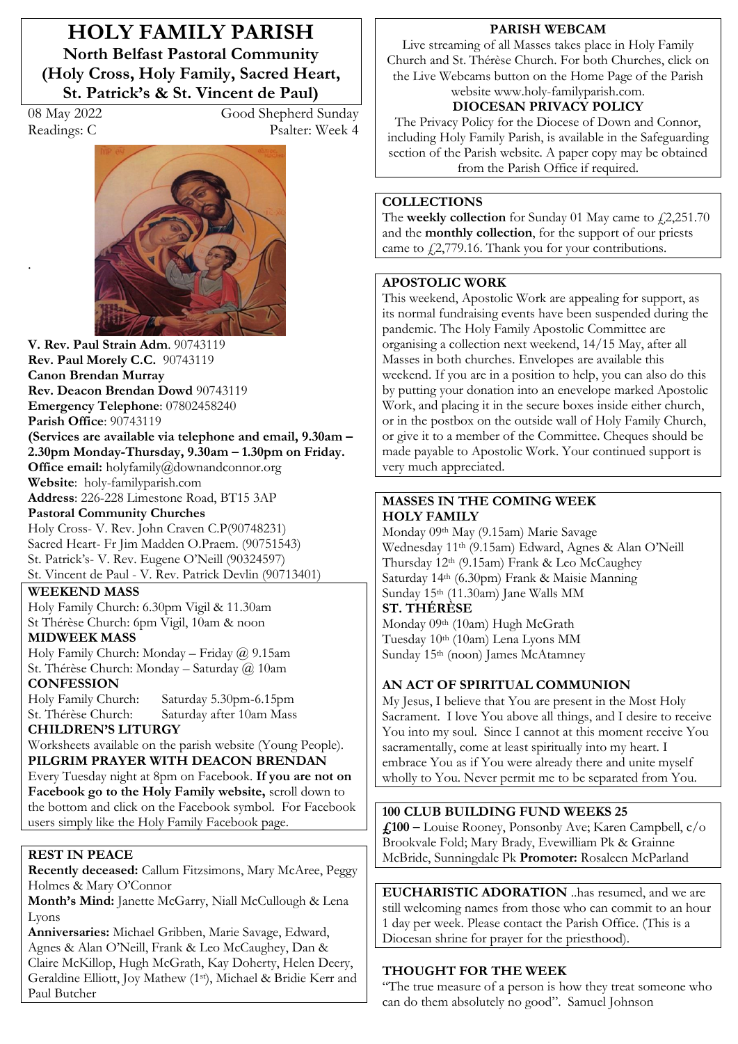# HOLY FAMILY PARISH

## North Belfast Pastoral Community (Holy Cross, Holy Family, Sacred Heart, St. Patrick's & St. Vincent de Paul)

08 May 2022 Good Shepherd Sunday
Readings: C Psalter: Week 4

**V. Rev. Paul Strain Adm**. 90743119
**Rev. Paul Morely C.C.** 90743119
**Canon Brendan Murray**
**Rev. Deacon Brendan Dowd** 90743119
**Emergency Telephone**: 07802458240
**Parish Office**: 90743119
**(Services are available via telephone and email, 9.30am – 2.30pm Monday-Thursday, 9.30am – 1.30pm on Friday.**
**Office email:** holyfamily@downandconnor.org
**Website**: holy-familyparish.com
**Address**: 226-228 Limestone Road, BT15 3AP
**Pastoral Community Churches**
Holy Cross- V. Rev. John Craven C.P(90748231)
Sacred Heart- Fr Jim Madden O.Praem. (90751543)
St. Patrick's- V. Rev. Eugene O'Neill (90324597)
St. Vincent de Paul - V. Rev. Patrick Devlin (90713401)

**WEEKEND MASS**
Holy Family Church: 6.30pm Vigil & 11.30am
St Thérèse Church: 6pm Vigil, 10am & noon
**MIDWEEK MASS**
Holy Family Church: Monday – Friday @ 9.15am
St. Thérèse Church: Monday – Saturday @ 10am
**CONFESSION**
Holy Family Church: Saturday 5.30pm-6.15pm
St. Thérèse Church: Saturday after 10am Mass
**CHILDREN'S LITURGY**
Worksheets available on the parish website (Young People).
**PILGRIM PRAYER WITH DEACON BRENDAN**
Every Tuesday night at 8pm on Facebook. **If you are not on Facebook go to the Holy Family website,** scroll down to the bottom and click on the Facebook symbol. For Facebook users simply like the Holy Family Facebook page.

**REST IN PEACE**
**Recently deceased:** Callum Fitzsimons, Mary McAree, Peggy Holmes & Mary O'Connor
**Month's Mind:** Janette McGarry, Niall McCullough & Lena Lyons
**Anniversaries:** Michael Gribben, Marie Savage, Edward, Agnes & Alan O'Neill, Frank & Leo McCaughey, Dan & Claire McKillop, Hugh McGrath, Kay Doherty, Helen Deery, Geraldine Elliott, Joy Mathew (1st), Michael & Bridie Kerr and Paul Butcher

**PARISH WEBCAM**
Live streaming of all Masses takes place in Holy Family Church and St. Thérèse Church. For both Churches, click on the Live Webcams button on the Home Page of the Parish website www.holy-familyparish.com.
**DIOCESAN PRIVACY POLICY**
The Privacy Policy for the Diocese of Down and Connor, including Holy Family Parish, is available in the Safeguarding section of the Parish website. A paper copy may be obtained from the Parish Office if required.

**COLLECTIONS**
The **weekly collection** for Sunday 01 May came to £2,251.70 and the **monthly collection**, for the support of our priests came to £2,779.16. Thank you for your contributions.

**APOSTOLIC WORK**
This weekend, Apostolic Work are appealing for support, as its normal fundraising events have been suspended during the pandemic. The Holy Family Apostolic Committee are organising a collection next weekend, 14/15 May, after all Masses in both churches. Envelopes are available this weekend. If you are in a position to help, you can also do this by putting your donation into an enevelope marked Apostolic Work, and placing it in the secure boxes inside either church, or in the postbox on the outside wall of Holy Family Church, or give it to a member of the Committee. Cheques should be made payable to Apostolic Work. Your continued support is very much appreciated.

**MASSES IN THE COMING WEEK**
**HOLY FAMILY**
Monday 09th May (9.15am) Marie Savage
Wednesday 11th (9.15am) Edward, Agnes & Alan O'Neill
Thursday 12th (9.15am) Frank & Leo McCaughey
Saturday 14th (6.30pm) Frank & Maisie Manning
Sunday 15th (11.30am) Jane Walls MM
**ST. THÉRÈSE**
Monday 09th (10am) Hugh McGrath
Tuesday 10th (10am) Lena Lyons MM
Sunday 15th (noon) James McAtamney

**AN ACT OF SPIRITUAL COMMUNION**
My Jesus, I believe that You are present in the Most Holy Sacrament. I love You above all things, and I desire to receive You into my soul. Since I cannot at this moment receive You sacramentally, come at least spiritually into my heart. I embrace You as if You were already there and unite myself wholly to You. Never permit me to be separated from You.

**100 CLUB BUILDING FUND WEEKS 25**
**£100 –** Louise Rooney, Ponsonby Ave; Karen Campbell, c/o Brookvale Fold; Mary Brady, Evewilliam Pk & Grainne McBride, Sunningdale Pk **Promoter:** Rosaleen McParland

**EUCHARISTIC ADORATION** ..has resumed, and we are still welcoming names from those who can commit to an hour 1 day per week. Please contact the Parish Office. (This is a Diocesan shrine for prayer for the priesthood).

**THOUGHT FOR THE WEEK**
"The true measure of a person is how they treat someone who can do them absolutely no good". Samuel Johnson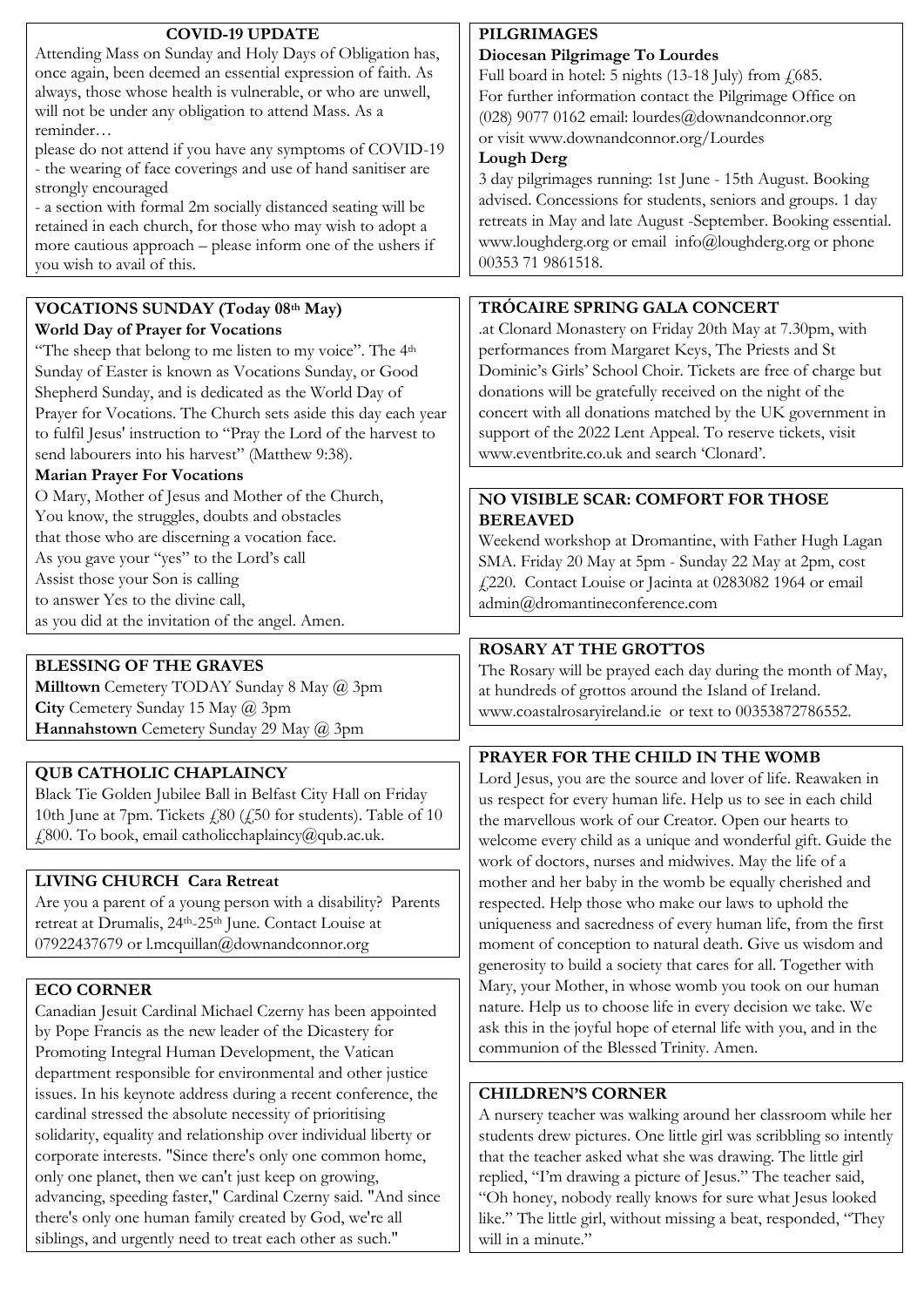## COVID-19 UPDATE

Attending Mass on Sunday and Holy Days of Obligation has, once again, been deemed an essential expression of faith. As always, those whose health is vulnerable, or who are unwell, will not be under any obligation to attend Mass. As a reminder…

please do not attend if you have any symptoms of COVID-19
- the wearing of face coverings and use of hand sanitiser are strongly encouraged
- a section with formal 2m socially distanced seating will be retained in each church, for those who may wish to adopt a more cautious approach – please inform one of the ushers if you wish to avail of this.

## VOCATIONS SUNDAY (Today 08th May)

**World Day of Prayer for Vocations**

"The sheep that belong to me listen to my voice". The 4th Sunday of Easter is known as Vocations Sunday, or Good Shepherd Sunday, and is dedicated as the World Day of Prayer for Vocations. The Church sets aside this day each year to fulfil Jesus' instruction to "Pray the Lord of the harvest to send labourers into his harvest" (Matthew 9:38).

**Marian Prayer For Vocations**

O Mary, Mother of Jesus and Mother of the Church,
You know, the struggles, doubts and obstacles
that those who are discerning a vocation face.
As you gave your "yes" to the Lord's call
Assist those your Son is calling
to answer Yes to the divine call,
as you did at the invitation of the angel. Amen.

## BLESSING OF THE GRAVES

**Milltown** Cemetery TODAY Sunday 8 May @ 3pm
**City** Cemetery Sunday 15 May @ 3pm
**Hannahstown** Cemetery Sunday 29 May @ 3pm

## QUB CATHOLIC CHAPLAINCY

Black Tie Golden Jubilee Ball in Belfast City Hall on Friday 10th June at 7pm. Tickets £80 (£50 for students). Table of 10 £800. To book, email catholicchaplaincy@qub.ac.uk.

## LIVING CHURCH Cara Retreat

Are you a parent of a young person with a disability? Parents retreat at Drumalis, 24th-25th June. Contact Louise at 07922437679 or l.mcquillan@downandconnor.org

## ECO CORNER

Canadian Jesuit Cardinal Michael Czerny has been appointed by Pope Francis as the new leader of the Dicastery for Promoting Integral Human Development, the Vatican department responsible for environmental and other justice issues. In his keynote address during a recent conference, the cardinal stressed the absolute necessity of prioritising solidarity, equality and relationship over individual liberty or corporate interests. "Since there's only one common home, only one planet, then we can't just keep on growing, advancing, speeding faster," Cardinal Czerny said. "And since there's only one human family created by God, we're all siblings, and urgently need to treat each other as such."

## PILGRIMAGES

**Diocesan Pilgrimage To Lourdes**

Full board in hotel: 5 nights (13-18 July) from £685.
For further information contact the Pilgrimage Office on (028) 9077 0162 email: lourdes@downandconnor.org or visit www.downandconnor.org/Lourdes

**Lough Derg**

3 day pilgrimages running: 1st June - 15th August. Booking advised. Concessions for students, seniors and groups. 1 day retreats in May and late August -September. Booking essential. www.loughderg.org or email info@loughderg.org or phone 00353 71 9861518.

## TRÓCAIRE SPRING GALA CONCERT

.at Clonard Monastery on Friday 20th May at 7.30pm, with performances from Margaret Keys, The Priests and St Dominic's Girls' School Choir. Tickets are free of charge but donations will be gratefully received on the night of the concert with all donations matched by the UK government in support of the 2022 Lent Appeal. To reserve tickets, visit www.eventbrite.co.uk and search 'Clonard'.

## NO VISIBLE SCAR: COMFORT FOR THOSE BEREAVED

Weekend workshop at Dromantine, with Father Hugh Lagan SMA. Friday 20 May at 5pm - Sunday 22 May at 2pm, cost £220. Contact Louise or Jacinta at 0283082 1964 or email admin@dromantineconference.com

## ROSARY AT THE GROTTOS

The Rosary will be prayed each day during the month of May, at hundreds of grottos around the Island of Ireland. www.coastalrosaryireland.ie or text to 00353872786552.

## PRAYER FOR THE CHILD IN THE WOMB

Lord Jesus, you are the source and lover of life. Reawaken in us respect for every human life. Help us to see in each child the marvellous work of our Creator. Open our hearts to welcome every child as a unique and wonderful gift. Guide the work of doctors, nurses and midwives. May the life of a mother and her baby in the womb be equally cherished and respected. Help those who make our laws to uphold the uniqueness and sacredness of every human life, from the first moment of conception to natural death. Give us wisdom and generosity to build a society that cares for all. Together with Mary, your Mother, in whose womb you took on our human nature. Help us to choose life in every decision we take. We ask this in the joyful hope of eternal life with you, and in the communion of the Blessed Trinity. Amen.

## CHILDREN'S CORNER

A nursery teacher was walking around her classroom while her students drew pictures. One little girl was scribbling so intently that the teacher asked what she was drawing. The little girl replied, "I'm drawing a picture of Jesus." The teacher said, "Oh honey, nobody really knows for sure what Jesus looked like." The little girl, without missing a beat, responded, "They will in a minute."